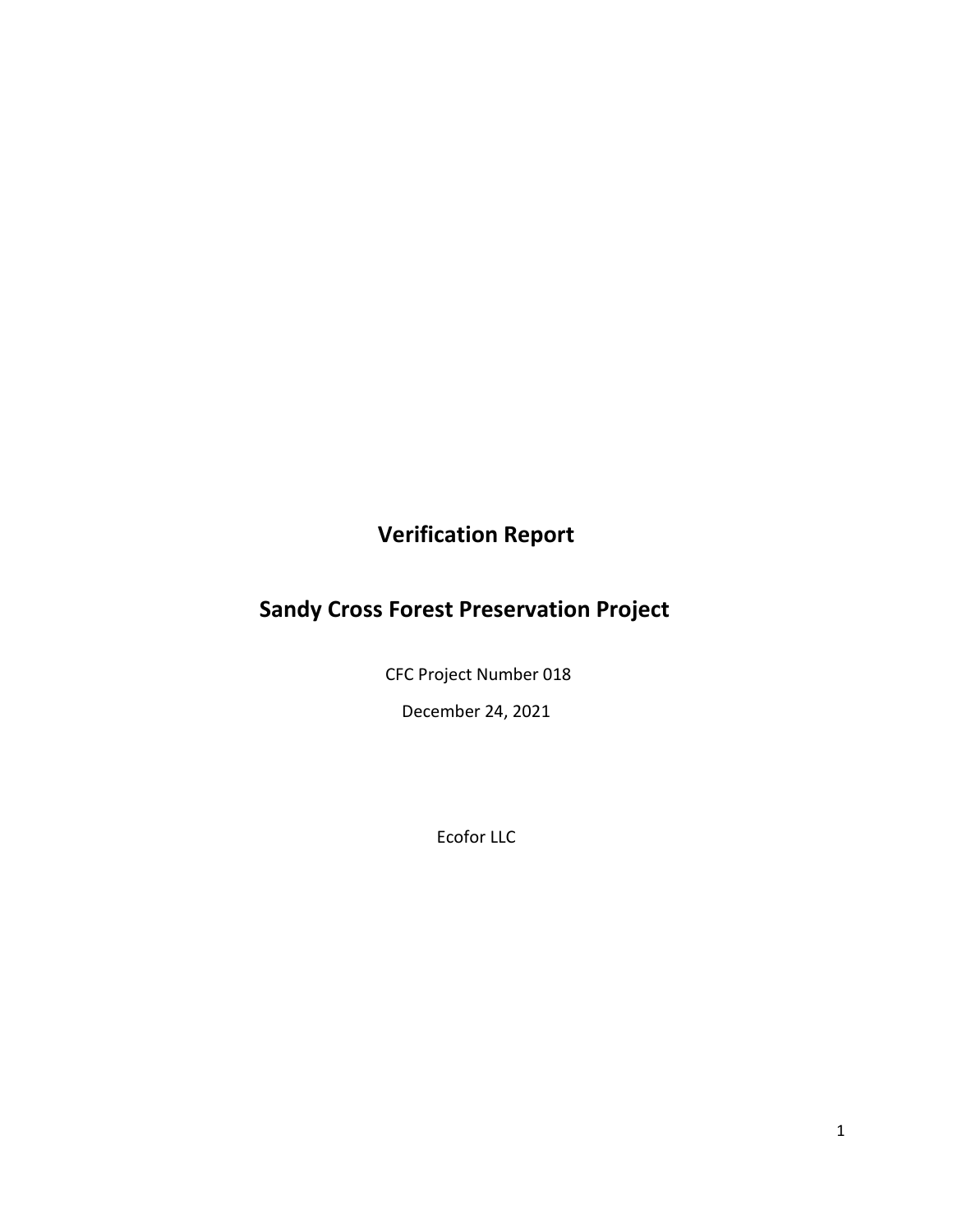# Verification Report

# Sandy Cross Forest Preservation Project

CFC Project Number 018

December 24, 2021

Ecofor LLC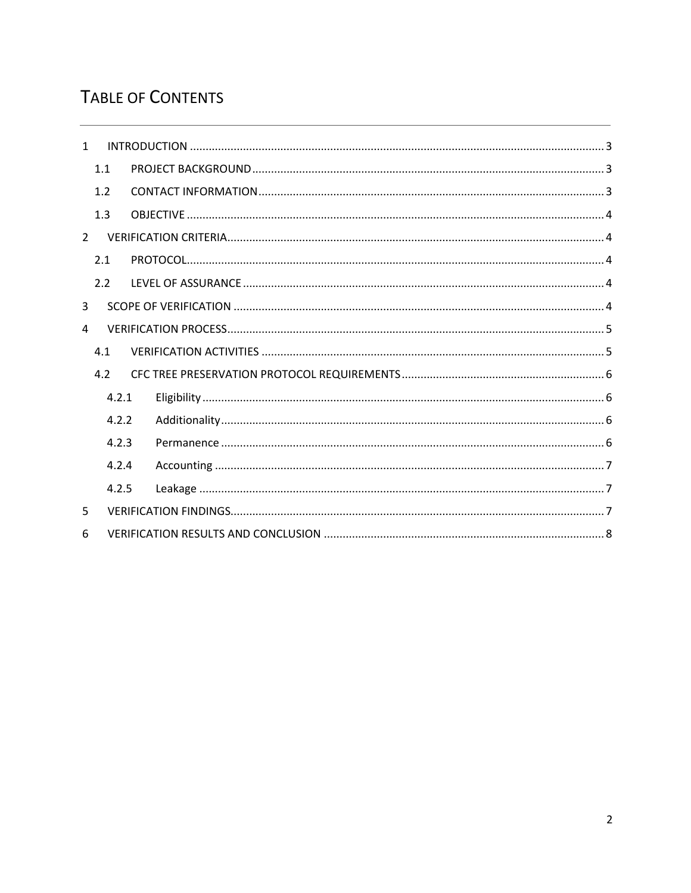# Table of Contents

1 INTRODUCTION ..... 3
  1.1 PROJECT BACKGROUND ..... 3
  1.2 CONTACT INFORMATION ..... 3
  1.3 OBJECTIVE ..... 4
2 VERIFICATION CRITERIA ..... 4
  2.1 PROTOCOL ..... 4
  2.2 LEVEL OF ASSURANCE ..... 4
3 SCOPE OF VERIFICATION ..... 4
4 VERIFICATION PROCESS ..... 5
  4.1 VERIFICATION ACTIVITIES ..... 5
  4.2 CFC TREE PRESERVATION PROTOCOL REQUIREMENTS ..... 6
    4.2.1 Eligibility ..... 6
    4.2.2 Additionality ..... 6
    4.2.3 Permanence ..... 6
    4.2.4 Accounting ..... 7
    4.2.5 Leakage ..... 7
5 VERIFICATION FINDINGS ..... 7
6 VERIFICATION RESULTS AND CONCLUSION ..... 8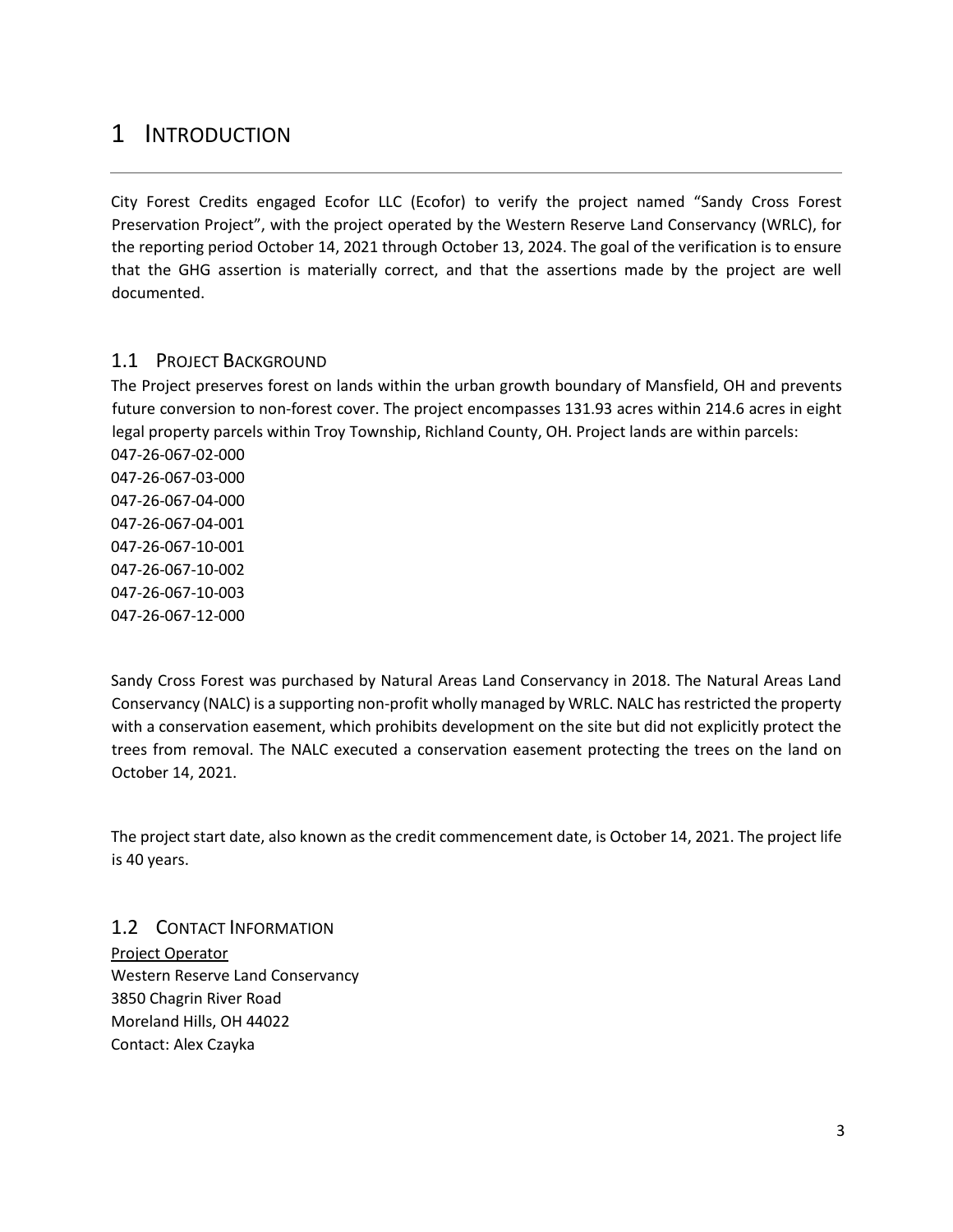# 1 INTRODUCTION

City Forest Credits engaged Ecofor LLC (Ecofor) to verify the project named "Sandy Cross Forest Preservation Project", with the project operated by the Western Reserve Land Conservancy (WRLC), for the reporting period October 14, 2021 through October 13, 2024. The goal of the verification is to ensure that the GHG assertion is materially correct, and that the assertions made by the project are well documented.

## 1.1 PROJECT BACKGROUND

The Project preserves forest on lands within the urban growth boundary of Mansfield, OH and prevents future conversion to non-forest cover. The project encompasses 131.93 acres within 214.6 acres in eight legal property parcels within Troy Township, Richland County, OH. Project lands are within parcels:

047-26-067-02-000
047-26-067-03-000
047-26-067-04-000
047-26-067-04-001
047-26-067-10-001
047-26-067-10-002
047-26-067-10-003
047-26-067-12-000

Sandy Cross Forest was purchased by Natural Areas Land Conservancy in 2018. The Natural Areas Land Conservancy (NALC) is a supporting non-profit wholly managed by WRLC. NALC has restricted the property with a conservation easement, which prohibits development on the site but did not explicitly protect the trees from removal. The NALC executed a conservation easement protecting the trees on the land on October 14, 2021.

The project start date, also known as the credit commencement date, is October 14, 2021. The project life is 40 years.

## 1.2 CONTACT INFORMATION

Project Operator
Western Reserve Land Conservancy
3850 Chagrin River Road
Moreland Hills, OH 44022
Contact: Alex Czayka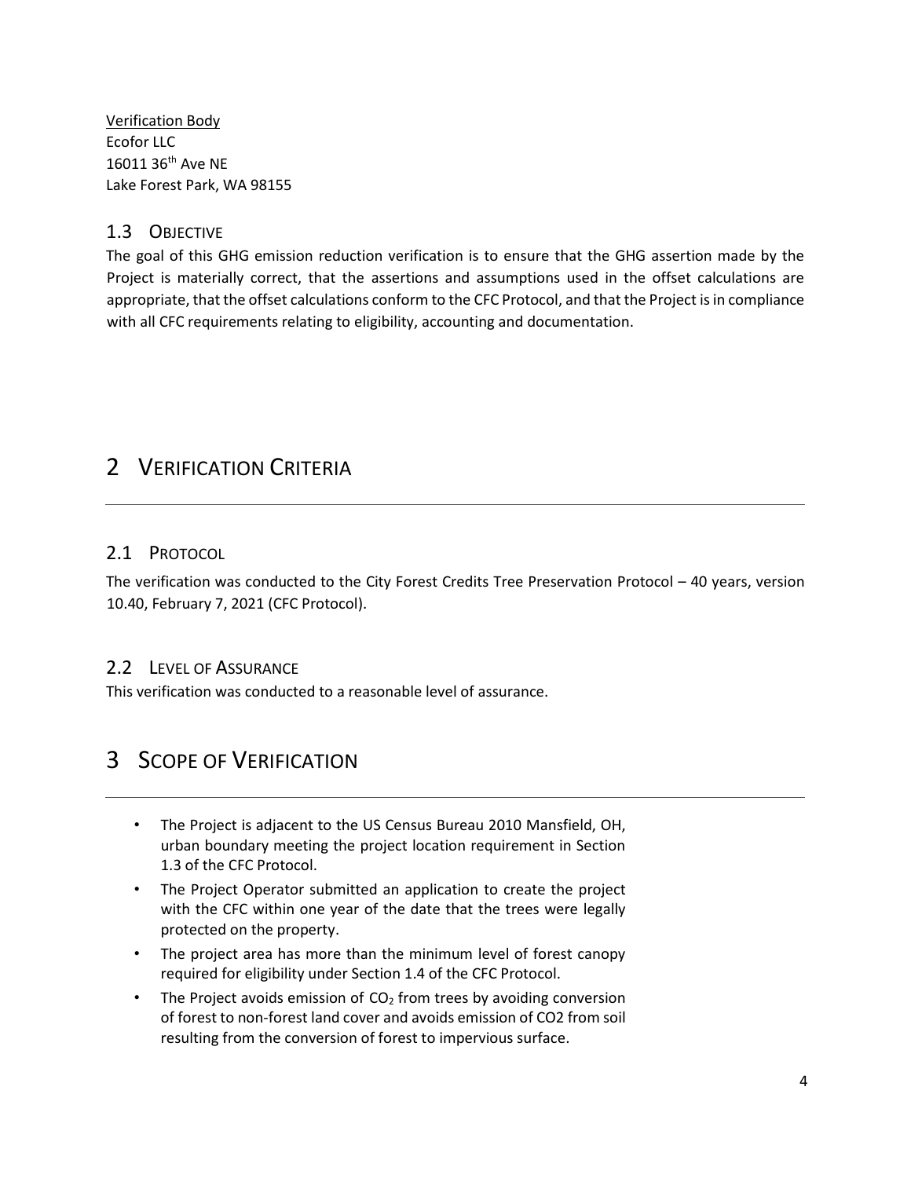Verification Body
Ecofor LLC
16011 36th Ave NE
Lake Forest Park, WA 98155

### 1.3 OBJECTIVE

The goal of this GHG emission reduction verification is to ensure that the GHG assertion made by the Project is materially correct, that the assertions and assumptions used in the offset calculations are appropriate, that the offset calculations conform to the CFC Protocol, and that the Project is in compliance with all CFC requirements relating to eligibility, accounting and documentation.

# 2 VERIFICATION CRITERIA

### 2.1 PROTOCOL

The verification was conducted to the City Forest Credits Tree Preservation Protocol – 40 years, version 10.40, February 7, 2021 (CFC Protocol).

### 2.2 LEVEL OF ASSURANCE

This verification was conducted to a reasonable level of assurance.

# 3 SCOPE OF VERIFICATION

- The Project is adjacent to the US Census Bureau 2010 Mansfield, OH, urban boundary meeting the project location requirement in Section 1.3 of the CFC Protocol.
- The Project Operator submitted an application to create the project with the CFC within one year of the date that the trees were legally protected on the property.
- The project area has more than the minimum level of forest canopy required for eligibility under Section 1.4 of the CFC Protocol.
- The Project avoids emission of $CO_2$ from trees by avoiding conversion of forest to non-forest land cover and avoids emission of CO2 from soil resulting from the conversion of forest to impervious surface.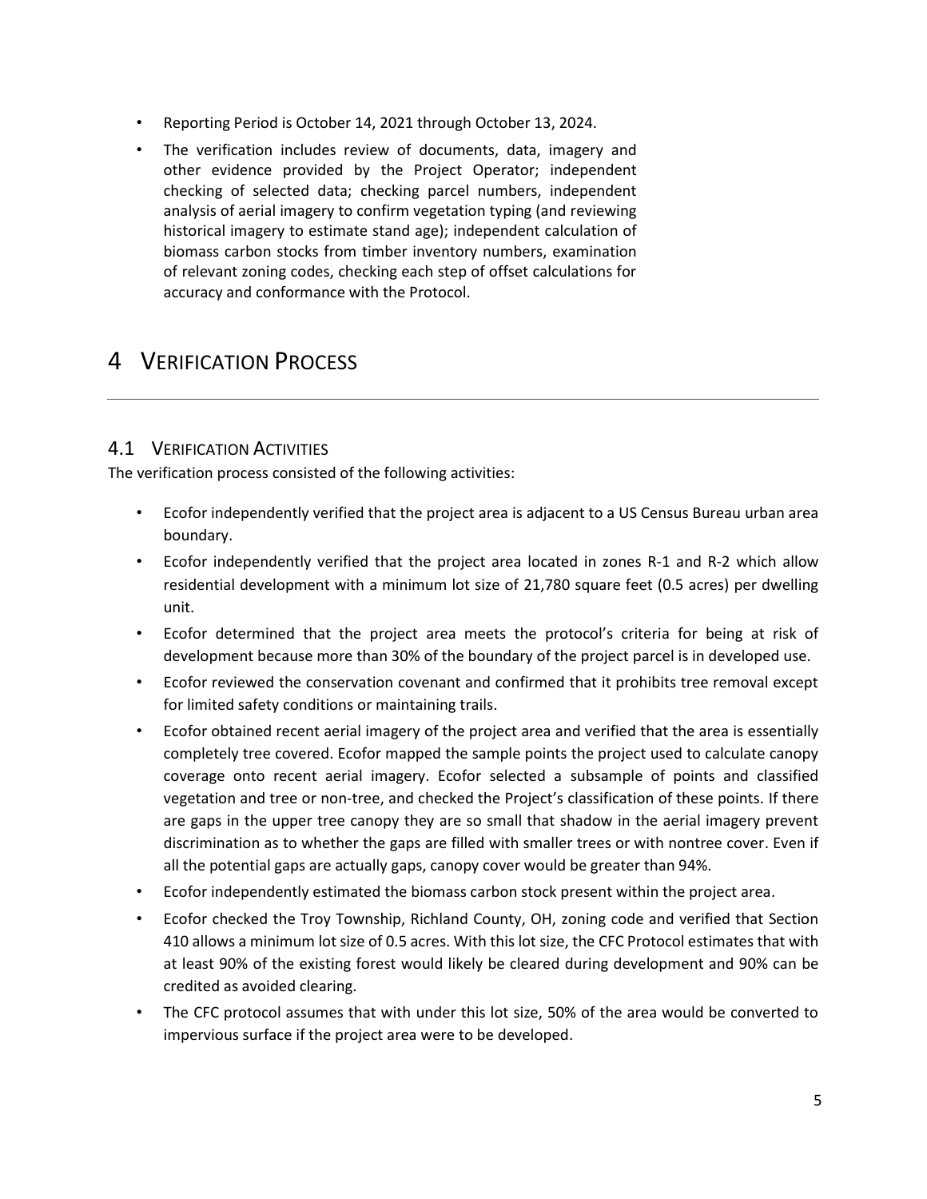- Reporting Period is October 14, 2021 through October 13, 2024.
- The verification includes review of documents, data, imagery and other evidence provided by the Project Operator; independent checking of selected data; checking parcel numbers, independent analysis of aerial imagery to confirm vegetation typing (and reviewing historical imagery to estimate stand age); independent calculation of biomass carbon stocks from timber inventory numbers, examination of relevant zoning codes, checking each step of offset calculations for accuracy and conformance with the Protocol.

# 4 Verification Process

## 4.1 Verification Activities

The verification process consisted of the following activities:

- Ecofor independently verified that the project area is adjacent to a US Census Bureau urban area boundary.
- Ecofor independently verified that the project area located in zones R-1 and R-2 which allow residential development with a minimum lot size of 21,780 square feet (0.5 acres) per dwelling unit.
- Ecofor determined that the project area meets the protocol's criteria for being at risk of development because more than 30% of the boundary of the project parcel is in developed use.
- Ecofor reviewed the conservation covenant and confirmed that it prohibits tree removal except for limited safety conditions or maintaining trails.
- Ecofor obtained recent aerial imagery of the project area and verified that the area is essentially completely tree covered. Ecofor mapped the sample points the project used to calculate canopy coverage onto recent aerial imagery. Ecofor selected a subsample of points and classified vegetation and tree or non-tree, and checked the Project's classification of these points. If there are gaps in the upper tree canopy they are so small that shadow in the aerial imagery prevent discrimination as to whether the gaps are filled with smaller trees or with nontree cover. Even if all the potential gaps are actually gaps, canopy cover would be greater than 94%.
- Ecofor independently estimated the biomass carbon stock present within the project area.
- Ecofor checked the Troy Township, Richland County, OH, zoning code and verified that Section 410 allows a minimum lot size of 0.5 acres. With this lot size, the CFC Protocol estimates that with at least 90% of the existing forest would likely be cleared during development and 90% can be credited as avoided clearing.
- The CFC protocol assumes that with under this lot size, 50% of the area would be converted to impervious surface if the project area were to be developed.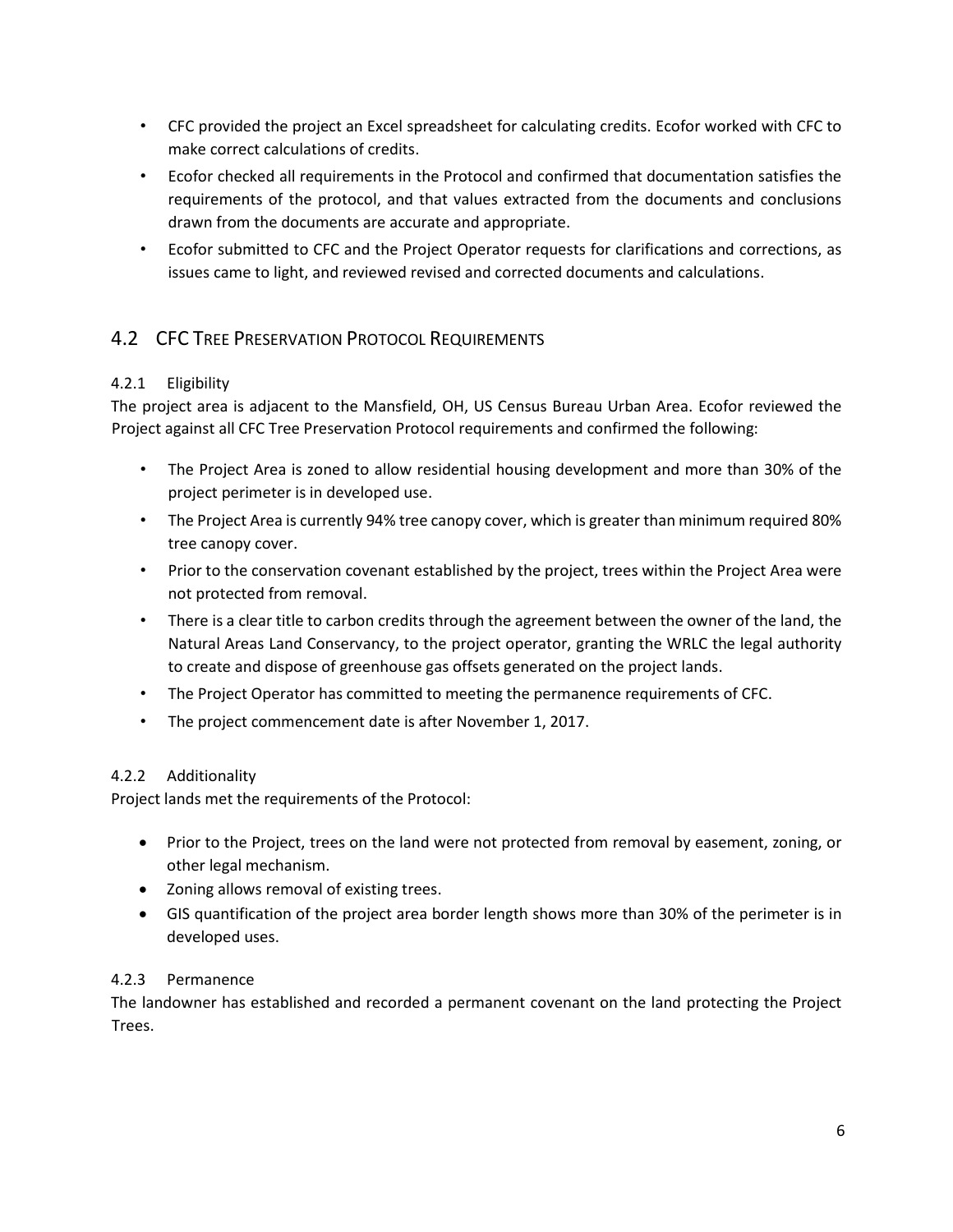- CFC provided the project an Excel spreadsheet for calculating credits. Ecofor worked with CFC to make correct calculations of credits.
- Ecofor checked all requirements in the Protocol and confirmed that documentation satisfies the requirements of the protocol, and that values extracted from the documents and conclusions drawn from the documents are accurate and appropriate.
- Ecofor submitted to CFC and the Project Operator requests for clarifications and corrections, as issues came to light, and reviewed revised and corrected documents and calculations.

## 4.2 CFC Tree Preservation Protocol Requirements

### 4.2.1 Eligibility

The project area is adjacent to the Mansfield, OH, US Census Bureau Urban Area. Ecofor reviewed the Project against all CFC Tree Preservation Protocol requirements and confirmed the following:

- The Project Area is zoned to allow residential housing development and more than 30% of the project perimeter is in developed use.
- The Project Area is currently 94% tree canopy cover, which is greater than minimum required 80% tree canopy cover.
- Prior to the conservation covenant established by the project, trees within the Project Area were not protected from removal.
- There is a clear title to carbon credits through the agreement between the owner of the land, the Natural Areas Land Conservancy, to the project operator, granting the WRLC the legal authority to create and dispose of greenhouse gas offsets generated on the project lands.
- The Project Operator has committed to meeting the permanence requirements of CFC.
- The project commencement date is after November 1, 2017.

### 4.2.2 Additionality

Project lands met the requirements of the Protocol:

- Prior to the Project, trees on the land were not protected from removal by easement, zoning, or other legal mechanism.
- Zoning allows removal of existing trees.
- GIS quantification of the project area border length shows more than 30% of the perimeter is in developed uses.

### 4.2.3 Permanence

The landowner has established and recorded a permanent covenant on the land protecting the Project Trees.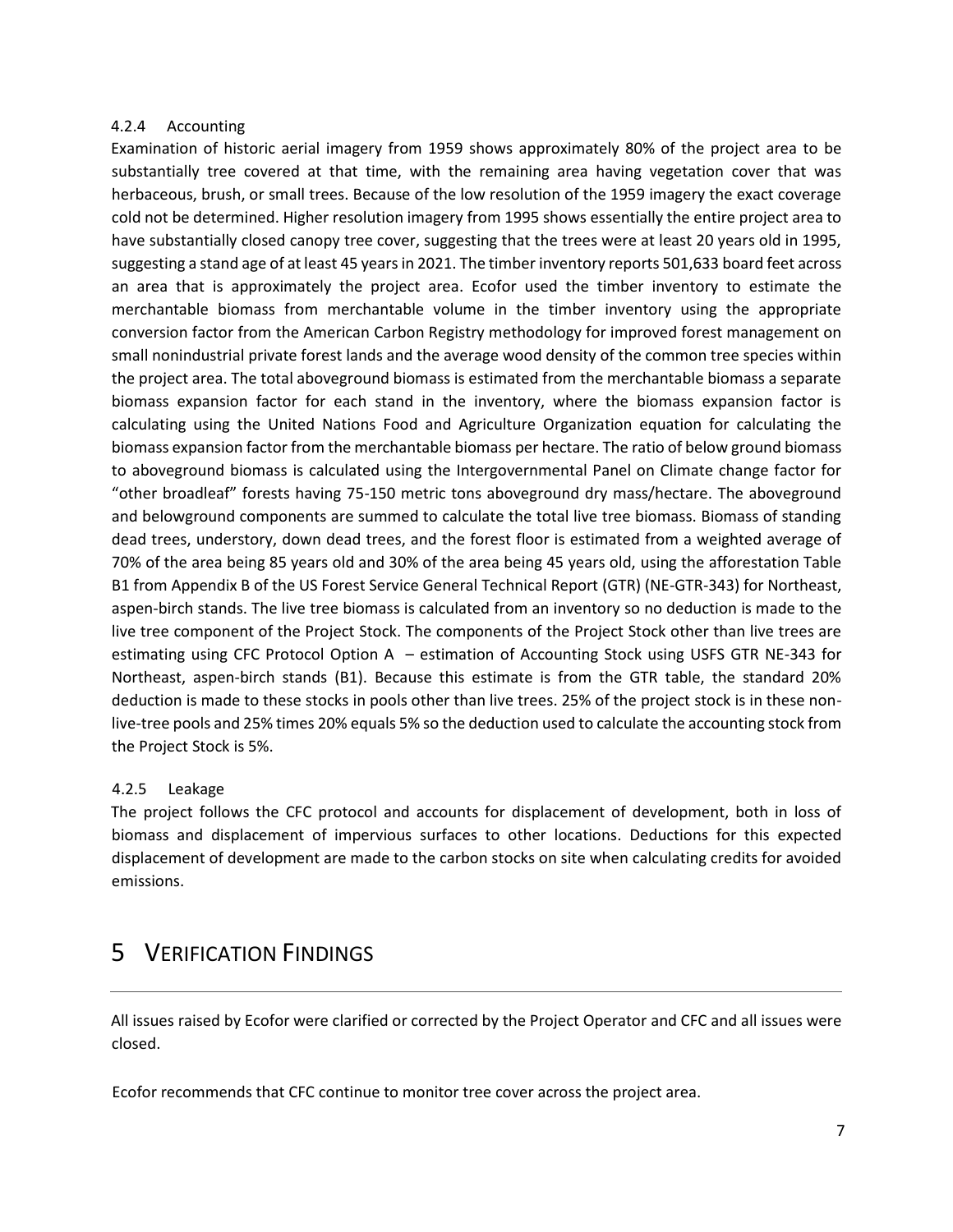### 4.2.4 Accounting

Examination of historic aerial imagery from 1959 shows approximately 80% of the project area to be substantially tree covered at that time, with the remaining area having vegetation cover that was herbaceous, brush, or small trees. Because of the low resolution of the 1959 imagery the exact coverage cold not be determined. Higher resolution imagery from 1995 shows essentially the entire project area to have substantially closed canopy tree cover, suggesting that the trees were at least 20 years old in 1995, suggesting a stand age of at least 45 years in 2021. The timber inventory reports 501,633 board feet across an area that is approximately the project area. Ecofor used the timber inventory to estimate the merchantable biomass from merchantable volume in the timber inventory using the appropriate conversion factor from the American Carbon Registry methodology for improved forest management on small nonindustrial private forest lands and the average wood density of the common tree species within the project area. The total aboveground biomass is estimated from the merchantable biomass a separate biomass expansion factor for each stand in the inventory, where the biomass expansion factor is calculating using the United Nations Food and Agriculture Organization equation for calculating the biomass expansion factor from the merchantable biomass per hectare. The ratio of below ground biomass to aboveground biomass is calculated using the Intergovernmental Panel on Climate change factor for "other broadleaf" forests having 75-150 metric tons aboveground dry mass/hectare. The aboveground and belowground components are summed to calculate the total live tree biomass. Biomass of standing dead trees, understory, down dead trees, and the forest floor is estimated from a weighted average of 70% of the area being 85 years old and 30% of the area being 45 years old, using the afforestation Table B1 from Appendix B of the US Forest Service General Technical Report (GTR) (NE-GTR-343) for Northeast, aspen-birch stands. The live tree biomass is calculated from an inventory so no deduction is made to the live tree component of the Project Stock. The components of the Project Stock other than live trees are estimating using CFC Protocol Option A – estimation of Accounting Stock using USFS GTR NE-343 for Northeast, aspen-birch stands (B1). Because this estimate is from the GTR table, the standard 20% deduction is made to these stocks in pools other than live trees. 25% of the project stock is in these non-live-tree pools and 25% times 20% equals 5% so the deduction used to calculate the accounting stock from the Project Stock is 5%.

### 4.2.5 Leakage

The project follows the CFC protocol and accounts for displacement of development, both in loss of biomass and displacement of impervious surfaces to other locations. Deductions for this expected displacement of development are made to the carbon stocks on site when calculating credits for avoided emissions.

# 5 Verification Findings

All issues raised by Ecofor were clarified or corrected by the Project Operator and CFC and all issues were closed.

Ecofor recommends that CFC continue to monitor tree cover across the project area.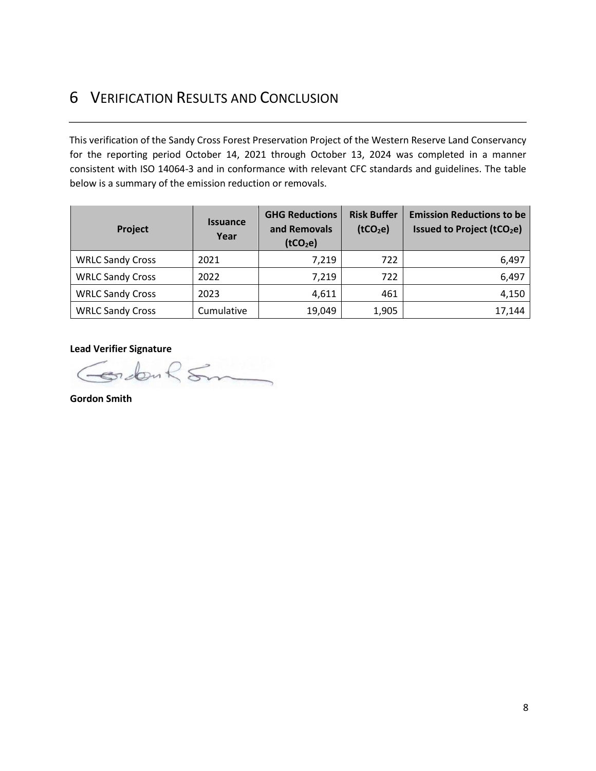# 6 VERIFICATION RESULTS AND CONCLUSION

This verification of the Sandy Cross Forest Preservation Project of the Western Reserve Land Conservancy for the reporting period October 14, 2021 through October 13, 2024 was completed in a manner consistent with ISO 14064-3 and in conformance with relevant CFC standards and guidelines. The table below is a summary of the emission reduction or removals.

| Project | Issuance Year | GHG Reductions and Removals ($tCO_2e$) | Risk Buffer ($tCO_2e$) | Emission Reductions to be Issued to Project ($tCO_2e$) |
|---|---|---|---|---|
| WRLC Sandy Cross | 2021 | 7,219 | 722 | 6,497 |
| WRLC Sandy Cross | 2022 | 7,219 | 722 | 6,497 |
| WRLC Sandy Cross | 2023 | 4,611 | 461 | 4,150 |
| WRLC Sandy Cross | Cumulative | 19,049 | 1,905 | 17,144 |

**Lead Verifier Signature**

**Gordon Smith**